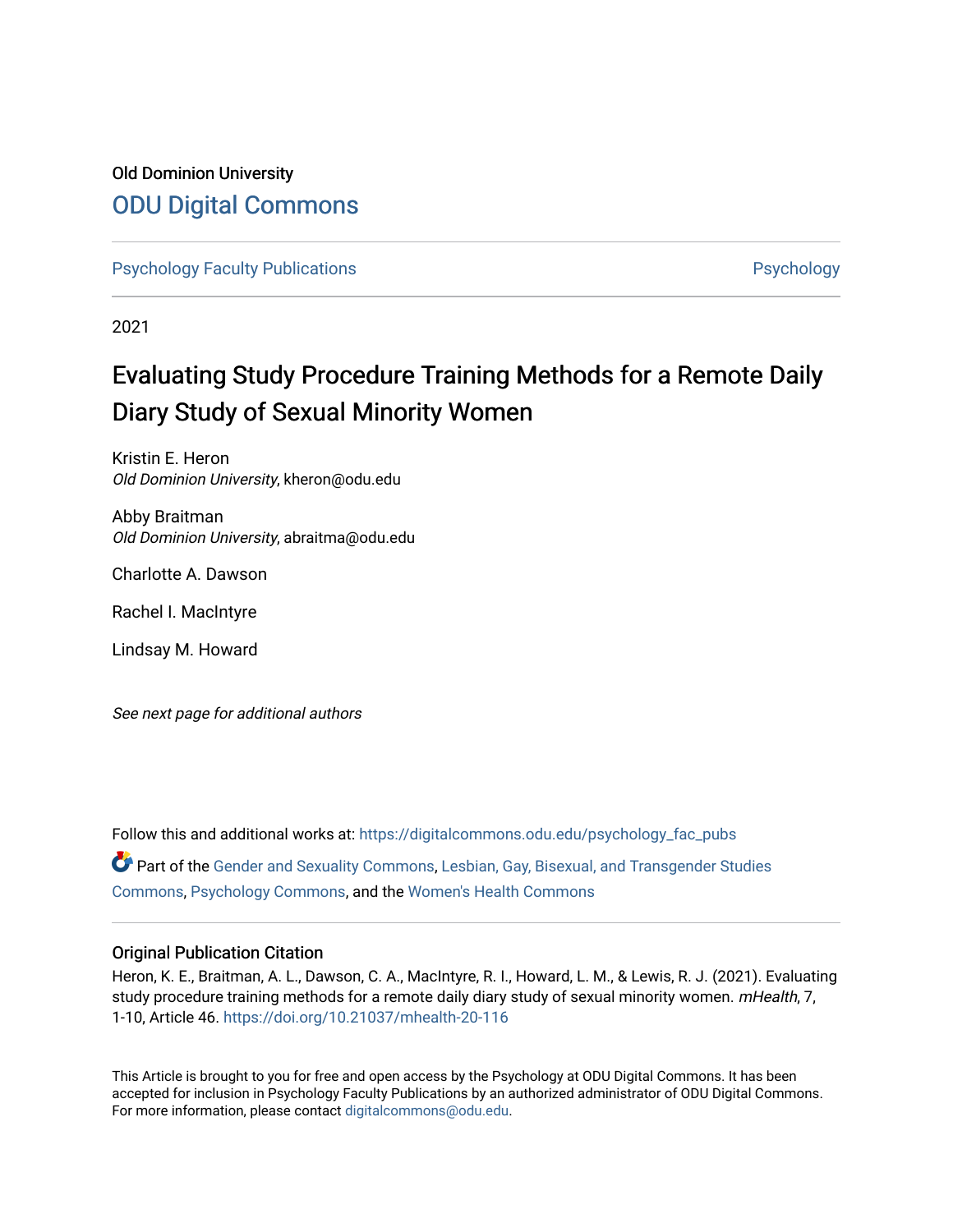Old Dominion University

# ODU Digital Commons

Psychology Faculty Publications | Psychology

2021

# Evaluating Study Procedure Training Methods for a Remote Daily Diary Study of Sexual Minority Women

Kristin E. Heron
*Old Dominion University*, kheron@odu.edu

Abby Braitman
*Old Dominion University*, abraitma@odu.edu

Charlotte A. Dawson

Rachel I. MacIntyre

Lindsay M. Howard

*See next page for additional authors*

Follow this and additional works at: https://digitalcommons.odu.edu/psychology_fac_pubs

Part of the Gender and Sexuality Commons, Lesbian, Gay, Bisexual, and Transgender Studies Commons, Psychology Commons, and the Women's Health Commons

## Original Publication Citation

Heron, K. E., Braitman, A. L., Dawson, C. A., MacIntyre, R. I., Howard, L. M., & Lewis, R. J. (2021). Evaluating study procedure training methods for a remote daily diary study of sexual minority women. *mHealth*, 7, 1-10, Article 46. https://doi.org/10.21037/mhealth-20-116

This Article is brought to you for free and open access by the Psychology at ODU Digital Commons. It has been accepted for inclusion in Psychology Faculty Publications by an authorized administrator of ODU Digital Commons. For more information, please contact digitalcommons@odu.edu.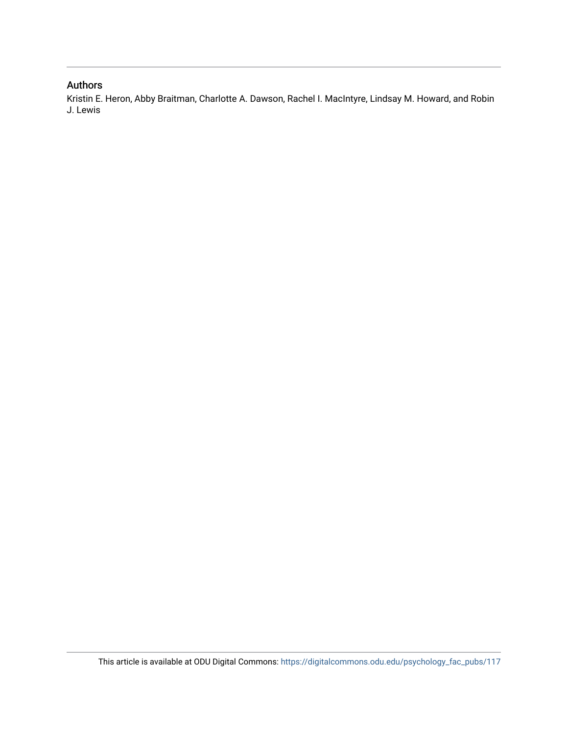## Authors

Kristin E. Heron, Abby Braitman, Charlotte A. Dawson, Rachel I. MacIntyre, Lindsay M. Howard, and Robin J. Lewis

This article is available at ODU Digital Commons: https://digitalcommons.odu.edu/psychology_fac_pubs/117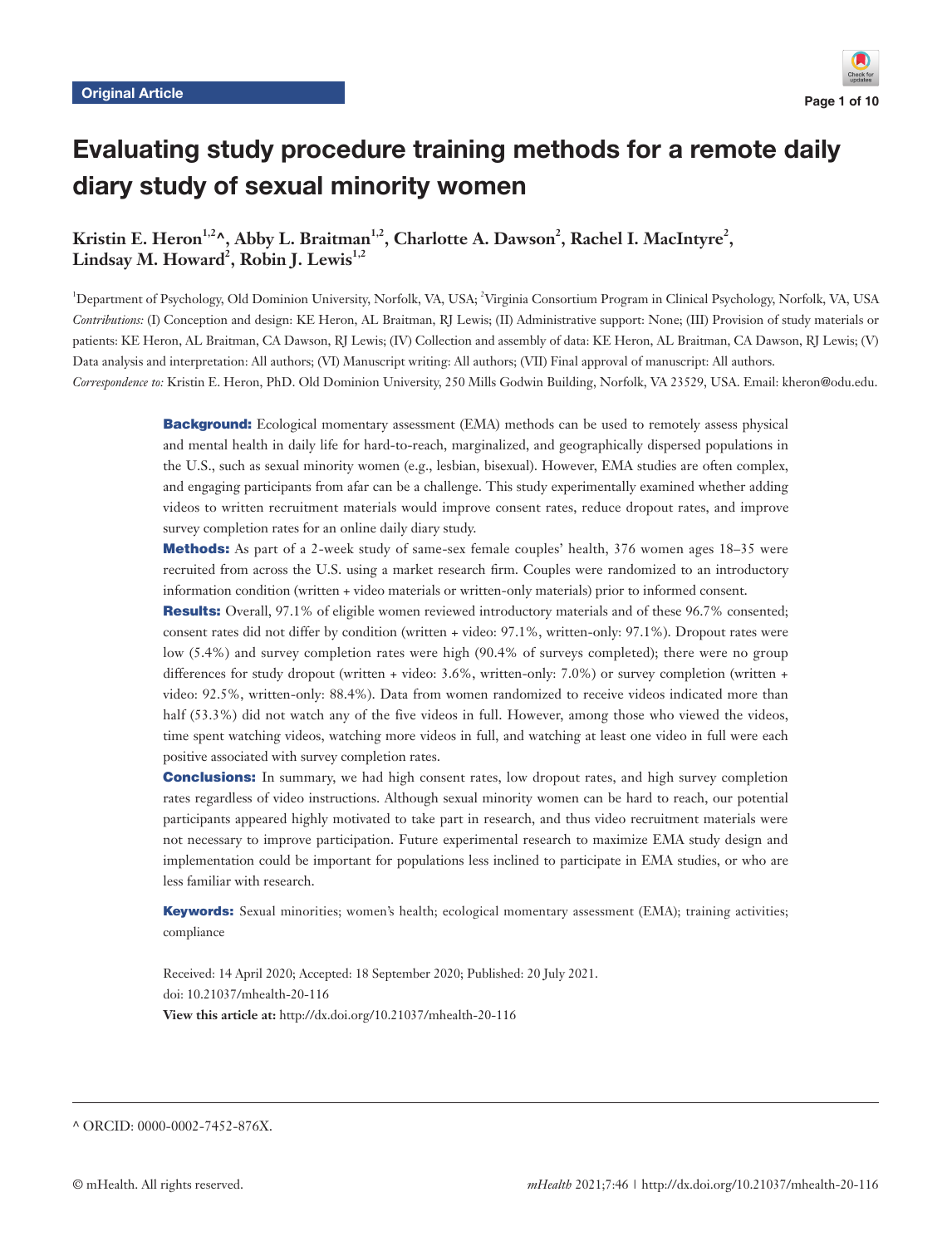Original Article

# Evaluating study procedure training methods for a remote daily diary study of sexual minority women

**Kristin E. Heron[1,2]^, Abby L. Braitman[1,2], Charlotte A. Dawson[2], Rachel I. MacIntyre[2], Lindsay M. Howard[2], Robin J. Lewis[1,2]**

[1]Department of Psychology, Old Dominion University, Norfolk, VA, USA; [2]Virginia Consortium Program in Clinical Psychology, Norfolk, VA, USA

*Contributions:* (I) Conception and design: KE Heron, AL Braitman, RJ Lewis; (II) Administrative support: None; (III) Provision of study materials or patients: KE Heron, AL Braitman, CA Dawson, RJ Lewis; (IV) Collection and assembly of data: KE Heron, AL Braitman, CA Dawson, RJ Lewis; (V) Data analysis and interpretation: All authors; (VI) Manuscript writing: All authors; (VII) Final approval of manuscript: All authors.

*Correspondence to:* Kristin E. Heron, PhD. Old Dominion University, 250 Mills Godwin Building, Norfolk, VA 23529, USA. Email: kheron@odu.edu.

**Background:** Ecological momentary assessment (EMA) methods can be used to remotely assess physical and mental health in daily life for hard-to-reach, marginalized, and geographically dispersed populations in the U.S., such as sexual minority women (e.g., lesbian, bisexual). However, EMA studies are often complex, and engaging participants from afar can be a challenge. This study experimentally examined whether adding videos to written recruitment materials would improve consent rates, reduce dropout rates, and improve survey completion rates for an online daily diary study.

**Methods:** As part of a 2-week study of same-sex female couples' health, 376 women ages 18–35 were recruited from across the U.S. using a market research firm. Couples were randomized to an introductory information condition (written + video materials or written-only materials) prior to informed consent.

**Results:** Overall, 97.1% of eligible women reviewed introductory materials and of these 96.7% consented; consent rates did not differ by condition (written + video: 97.1%, written-only: 97.1%). Dropout rates were low (5.4%) and survey completion rates were high (90.4% of surveys completed); there were no group differences for study dropout (written + video: 3.6%, written-only: 7.0%) or survey completion (written + video: 92.5%, written-only: 88.4%). Data from women randomized to receive videos indicated more than half (53.3%) did not watch any of the five videos in full. However, among those who viewed the videos, time spent watching videos, watching more videos in full, and watching at least one video in full were each positive associated with survey completion rates.

**Conclusions:** In summary, we had high consent rates, low dropout rates, and high survey completion rates regardless of video instructions. Although sexual minority women can be hard to reach, our potential participants appeared highly motivated to take part in research, and thus video recruitment materials were not necessary to improve participation. Future experimental research to maximize EMA study design and implementation could be important for populations less inclined to participate in EMA studies, or who are less familiar with research.

**Keywords:** Sexual minorities; women's health; ecological momentary assessment (EMA); training activities; compliance

Received: 14 April 2020; Accepted: 18 September 2020; Published: 20 July 2021.
doi: 10.21037/mhealth-20-116
**View this article at:** http://dx.doi.org/10.21037/mhealth-20-116

^ ORCID: 0000-0002-7452-876X.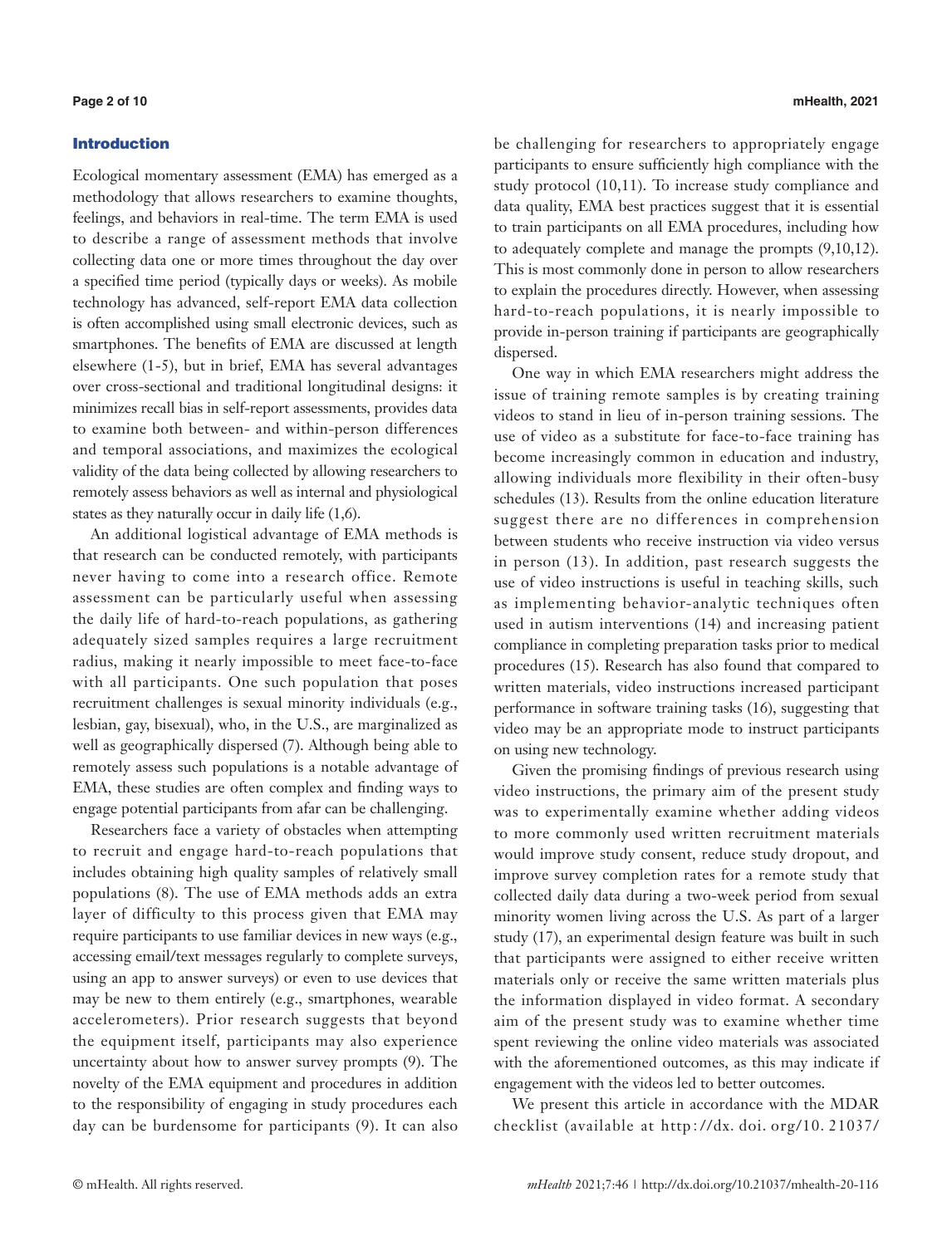## Introduction

Ecological momentary assessment (EMA) has emerged as a methodology that allows researchers to examine thoughts, feelings, and behaviors in real-time. The term EMA is used to describe a range of assessment methods that involve collecting data one or more times throughout the day over a specified time period (typically days or weeks). As mobile technology has advanced, self-report EMA data collection is often accomplished using small electronic devices, such as smartphones. The benefits of EMA are discussed at length elsewhere (1-5), but in brief, EMA has several advantages over cross-sectional and traditional longitudinal designs: it minimizes recall bias in self-report assessments, provides data to examine both between- and within-person differences and temporal associations, and maximizes the ecological validity of the data being collected by allowing researchers to remotely assess behaviors as well as internal and physiological states as they naturally occur in daily life (1,6).

An additional logistical advantage of EMA methods is that research can be conducted remotely, with participants never having to come into a research office. Remote assessment can be particularly useful when assessing the daily life of hard-to-reach populations, as gathering adequately sized samples requires a large recruitment radius, making it nearly impossible to meet face-to-face with all participants. One such population that poses recruitment challenges is sexual minority individuals (e.g., lesbian, gay, bisexual), who, in the U.S., are marginalized as well as geographically dispersed (7). Although being able to remotely assess such populations is a notable advantage of EMA, these studies are often complex and finding ways to engage potential participants from afar can be challenging.

Researchers face a variety of obstacles when attempting to recruit and engage hard-to-reach populations that includes obtaining high quality samples of relatively small populations (8). The use of EMA methods adds an extra layer of difficulty to this process given that EMA may require participants to use familiar devices in new ways (e.g., accessing email/text messages regularly to complete surveys, using an app to answer surveys) or even to use devices that may be new to them entirely (e.g., smartphones, wearable accelerometers). Prior research suggests that beyond the equipment itself, participants may also experience uncertainty about how to answer survey prompts (9). The novelty of the EMA equipment and procedures in addition to the responsibility of engaging in study procedures each day can be burdensome for participants (9). It can also be challenging for researchers to appropriately engage participants to ensure sufficiently high compliance with the study protocol (10,11). To increase study compliance and data quality, EMA best practices suggest that it is essential to train participants on all EMA procedures, including how to adequately complete and manage the prompts (9,10,12). This is most commonly done in person to allow researchers to explain the procedures directly. However, when assessing hard-to-reach populations, it is nearly impossible to provide in-person training if participants are geographically dispersed.

One way in which EMA researchers might address the issue of training remote samples is by creating training videos to stand in lieu of in-person training sessions. The use of video as a substitute for face-to-face training has become increasingly common in education and industry, allowing individuals more flexibility in their often-busy schedules (13). Results from the online education literature suggest there are no differences in comprehension between students who receive instruction via video versus in person (13). In addition, past research suggests the use of video instructions is useful in teaching skills, such as implementing behavior-analytic techniques often used in autism interventions (14) and increasing patient compliance in completing preparation tasks prior to medical procedures (15). Research has also found that compared to written materials, video instructions increased participant performance in software training tasks (16), suggesting that video may be an appropriate mode to instruct participants on using new technology.

Given the promising findings of previous research using video instructions, the primary aim of the present study was to experimentally examine whether adding videos to more commonly used written recruitment materials would improve study consent, reduce study dropout, and improve survey completion rates for a remote study that collected daily data during a two-week period from sexual minority women living across the U.S. As part of a larger study (17), an experimental design feature was built in such that participants were assigned to either receive written materials only or receive the same written materials plus the information displayed in video format. A secondary aim of the present study was to examine whether time spent reviewing the online video materials was associated with the aforementioned outcomes, as this may indicate if engagement with the videos led to better outcomes.

We present this article in accordance with the MDAR checklist (available at http://dx.doi.org/10.21037/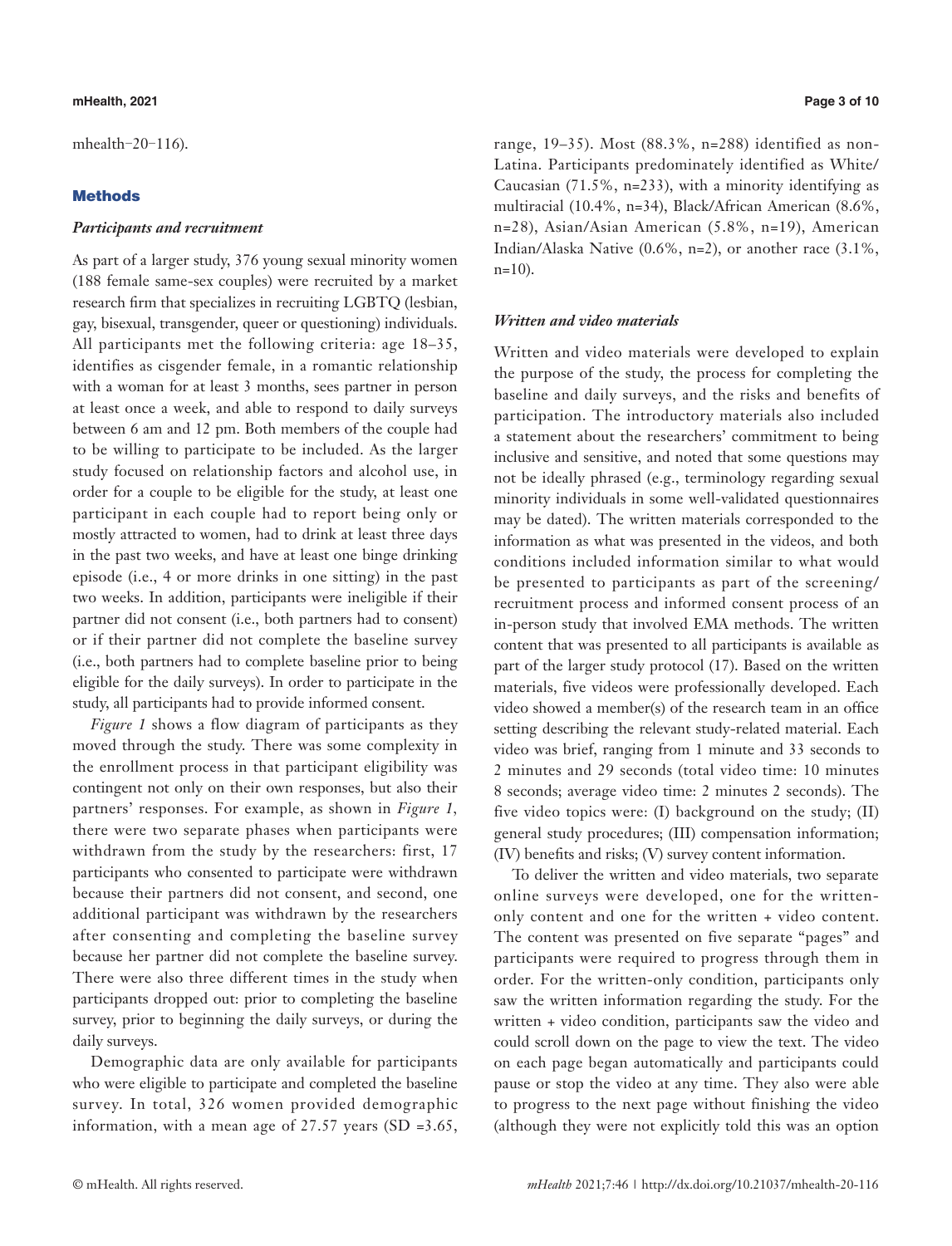mhealth-20-116).

## Methods

### *Participants and recruitment*

As part of a larger study, 376 young sexual minority women (188 female same-sex couples) were recruited by a market research firm that specializes in recruiting LGBTQ (lesbian, gay, bisexual, transgender, queer or questioning) individuals. All participants met the following criteria: age 18–35, identifies as cisgender female, in a romantic relationship with a woman for at least 3 months, sees partner in person at least once a week, and able to respond to daily surveys between 6 am and 12 pm. Both members of the couple had to be willing to participate to be included. As the larger study focused on relationship factors and alcohol use, in order for a couple to be eligible for the study, at least one participant in each couple had to report being only or mostly attracted to women, had to drink at least three days in the past two weeks, and have at least one binge drinking episode (i.e., 4 or more drinks in one sitting) in the past two weeks. In addition, participants were ineligible if their partner did not consent (i.e., both partners had to consent) or if their partner did not complete the baseline survey (i.e., both partners had to complete baseline prior to being eligible for the daily surveys). In order to participate in the study, all participants had to provide informed consent.

*Figure 1* shows a flow diagram of participants as they moved through the study. There was some complexity in the enrollment process in that participant eligibility was contingent not only on their own responses, but also their partners' responses. For example, as shown in *Figure 1*, there were two separate phases when participants were withdrawn from the study by the researchers: first, 17 participants who consented to participate were withdrawn because their partners did not consent, and second, one additional participant was withdrawn by the researchers after consenting and completing the baseline survey because her partner did not complete the baseline survey. There were also three different times in the study when participants dropped out: prior to completing the baseline survey, prior to beginning the daily surveys, or during the daily surveys.

Demographic data are only available for participants who were eligible to participate and completed the baseline survey. In total, 326 women provided demographic information, with a mean age of 27.57 years (SD =3.65, range, 19–35). Most (88.3%, n=288) identified as non-Latina. Participants predominately identified as White/Caucasian (71.5%, n=233), with a minority identifying as multiracial (10.4%, n=34), Black/African American (8.6%, n=28), Asian/Asian American (5.8%, n=19), American Indian/Alaska Native (0.6%, n=2), or another race (3.1%, n=10).

### *Written and video materials*

Written and video materials were developed to explain the purpose of the study, the process for completing the baseline and daily surveys, and the risks and benefits of participation. The introductory materials also included a statement about the researchers' commitment to being inclusive and sensitive, and noted that some questions may not be ideally phrased (e.g., terminology regarding sexual minority individuals in some well-validated questionnaires may be dated). The written materials corresponded to the information as what was presented in the videos, and both conditions included information similar to what would be presented to participants as part of the screening/recruitment process and informed consent process of an in-person study that involved EMA methods. The written content that was presented to all participants is available as part of the larger study protocol (17). Based on the written materials, five videos were professionally developed. Each video showed a member(s) of the research team in an office setting describing the relevant study-related material. Each video was brief, ranging from 1 minute and 33 seconds to 2 minutes and 29 seconds (total video time: 10 minutes 8 seconds; average video time: 2 minutes 2 seconds). The five video topics were: (I) background on the study; (II) general study procedures; (III) compensation information; (IV) benefits and risks; (V) survey content information.

To deliver the written and video materials, two separate online surveys were developed, one for the written-only content and one for the written + video content. The content was presented on five separate "pages" and participants were required to progress through them in order. For the written-only condition, participants only saw the written information regarding the study. For the written + video condition, participants saw the video and could scroll down on the page to view the text. The video on each page began automatically and participants could pause or stop the video at any time. They also were able to progress to the next page without finishing the video (although they were not explicitly told this was an option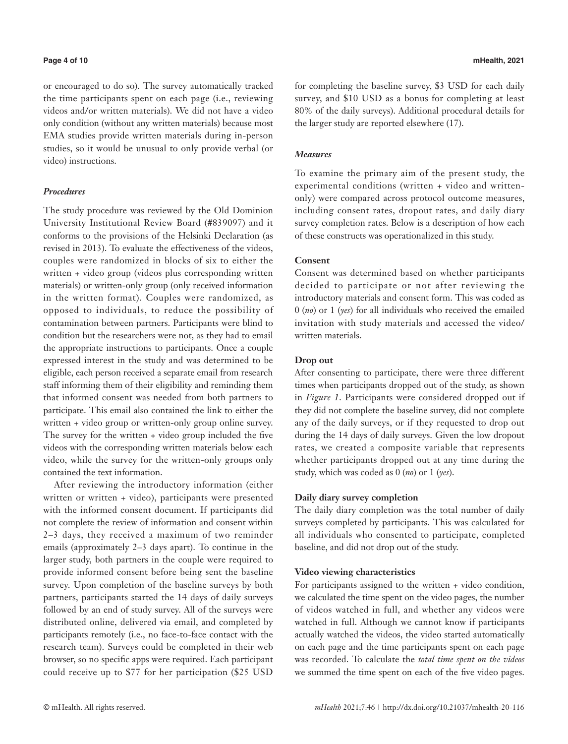or encouraged to do so). The survey automatically tracked the time participants spent on each page (i.e., reviewing videos and/or written materials). We did not have a video only condition (without any written materials) because most EMA studies provide written materials during in-person studies, so it would be unusual to only provide verbal (or video) instructions.

### *Procedures*

The study procedure was reviewed by the Old Dominion University Institutional Review Board (#839097) and it conforms to the provisions of the Helsinki Declaration (as revised in 2013). To evaluate the effectiveness of the videos, couples were randomized in blocks of six to either the written + video group (videos plus corresponding written materials) or written-only group (only received information in the written format). Couples were randomized, as opposed to individuals, to reduce the possibility of contamination between partners. Participants were blind to condition but the researchers were not, as they had to email the appropriate instructions to participants. Once a couple expressed interest in the study and was determined to be eligible, each person received a separate email from research staff informing them of their eligibility and reminding them that informed consent was needed from both partners to participate. This email also contained the link to either the written + video group or written-only group online survey. The survey for the written + video group included the five videos with the corresponding written materials below each video, while the survey for the written-only groups only contained the text information.

After reviewing the introductory information (either written or written + video), participants were presented with the informed consent document. If participants did not complete the review of information and consent within 2–3 days, they received a maximum of two reminder emails (approximately 2–3 days apart). To continue in the larger study, both partners in the couple were required to provide informed consent before being sent the baseline survey. Upon completion of the baseline surveys by both partners, participants started the 14 days of daily surveys followed by an end of study survey. All of the surveys were distributed online, delivered via email, and completed by participants remotely (i.e., no face-to-face contact with the research team). Surveys could be completed in their web browser, so no specific apps were required. Each participant could receive up to $77 for her participation ($25 USD for completing the baseline survey, $3 USD for each daily survey, and $10 USD as a bonus for completing at least 80% of the daily surveys). Additional procedural details for the larger study are reported elsewhere (17).

### *Measures*

To examine the primary aim of the present study, the experimental conditions (written + video and written-only) were compared across protocol outcome measures, including consent rates, dropout rates, and daily diary survey completion rates. Below is a description of how each of these constructs was operationalized in this study.

#### **Consent**

Consent was determined based on whether participants decided to participate or not after reviewing the introductory materials and consent form. This was coded as 0 (*no*) or 1 (*yes*) for all individuals who received the emailed invitation with study materials and accessed the video/written materials.

#### **Drop out**

After consenting to participate, there were three different times when participants dropped out of the study, as shown in *Figure 1*. Participants were considered dropped out if they did not complete the baseline survey, did not complete any of the daily surveys, or if they requested to drop out during the 14 days of daily surveys. Given the low dropout rates, we created a composite variable that represents whether participants dropped out at any time during the study, which was coded as 0 (*no*) or 1 (*yes*).

#### **Daily diary survey completion**

The daily diary completion was the total number of daily surveys completed by participants. This was calculated for all individuals who consented to participate, completed baseline, and did not drop out of the study.

#### **Video viewing characteristics**

For participants assigned to the written + video condition, we calculated the time spent on the video pages, the number of videos watched in full, and whether any videos were watched in full. Although we cannot know if participants actually watched the videos, the video started automatically on each page and the time participants spent on each page was recorded. To calculate the *total time spent on the videos* we summed the time spent on each of the five video pages.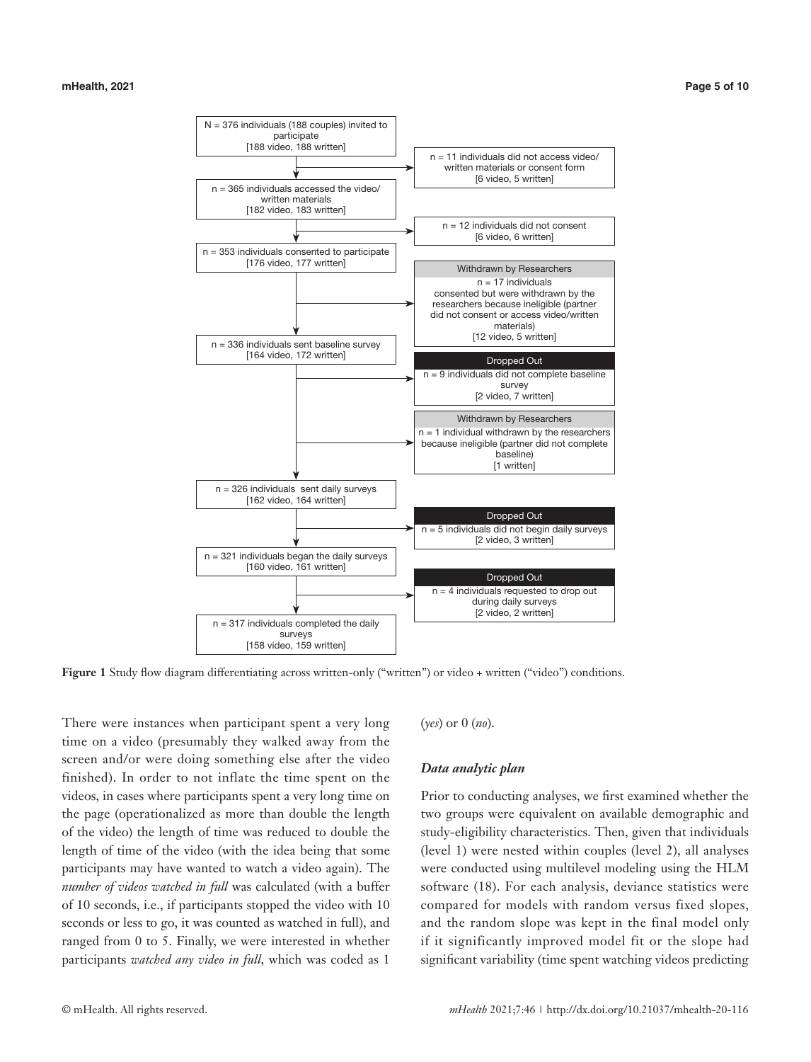N = 376 individuals (188 couples) invited to participate
[188 video, 188 written]

→ n = 11 individuals did not access video/written materials or consent form
[6 video, 5 written]

n = 365 individuals accessed the video/written materials
[182 video, 183 written]

→ n = 12 individuals did not consent
[6 video, 6 written]

n = 353 individuals consented to participate
[176 video, 177 written]

→ Withdrawn by Researchers
n = 17 individuals consented but were withdrawn by the researchers because ineligible (partner did not consent or access video/written materials)
[12 video, 5 written]

n = 336 individuals sent baseline survey
[164 video, 172 written]

→ Dropped Out
n = 9 individuals did not complete baseline survey
[2 video, 7 written]

→ Withdrawn by Researchers
n = 1 individual withdrawn by the researchers because ineligible (partner did not complete baseline)
[1 written]

n = 326 individuals sent daily surveys
[162 video, 164 written]

→ Dropped Out
n = 5 individuals did not begin daily surveys
[2 video, 3 written]

n = 321 individuals began the daily surveys
[160 video, 161 written]

→ Dropped Out
n = 4 individuals requested to drop out during daily surveys
[2 video, 2 written]

n = 317 individuals completed the daily surveys
[158 video, 159 written]

**Figure 1** Study flow diagram differentiating across written-only ("written") or video + written ("video") conditions.

There were instances when participant spent a very long time on a video (presumably they walked away from the screen and/or were doing something else after the video finished). In order to not inflate the time spent on the videos, in cases where participants spent a very long time on the page (operationalized as more than double the length of the video) the length of time was reduced to double the length of time of the video (with the idea being that some participants may have wanted to watch a video again). The *number of videos watched in full* was calculated (with a buffer of 10 seconds, i.e., if participants stopped the video with 10 seconds or less to go, it was counted as watched in full), and ranged from 0 to 5. Finally, we were interested in whether participants *watched any video in full*, which was coded as 1 (*yes*) or 0 (*no*).

### *Data analytic plan*

Prior to conducting analyses, we first examined whether the two groups were equivalent on available demographic and study-eligibility characteristics. Then, given that individuals (level 1) were nested within couples (level 2), all analyses were conducted using multilevel modeling using the HLM software (18). For each analysis, deviance statistics were compared for models with random versus fixed slopes, and the random slope was kept in the final model only if it significantly improved model fit or the slope had significant variability (time spent watching videos predicting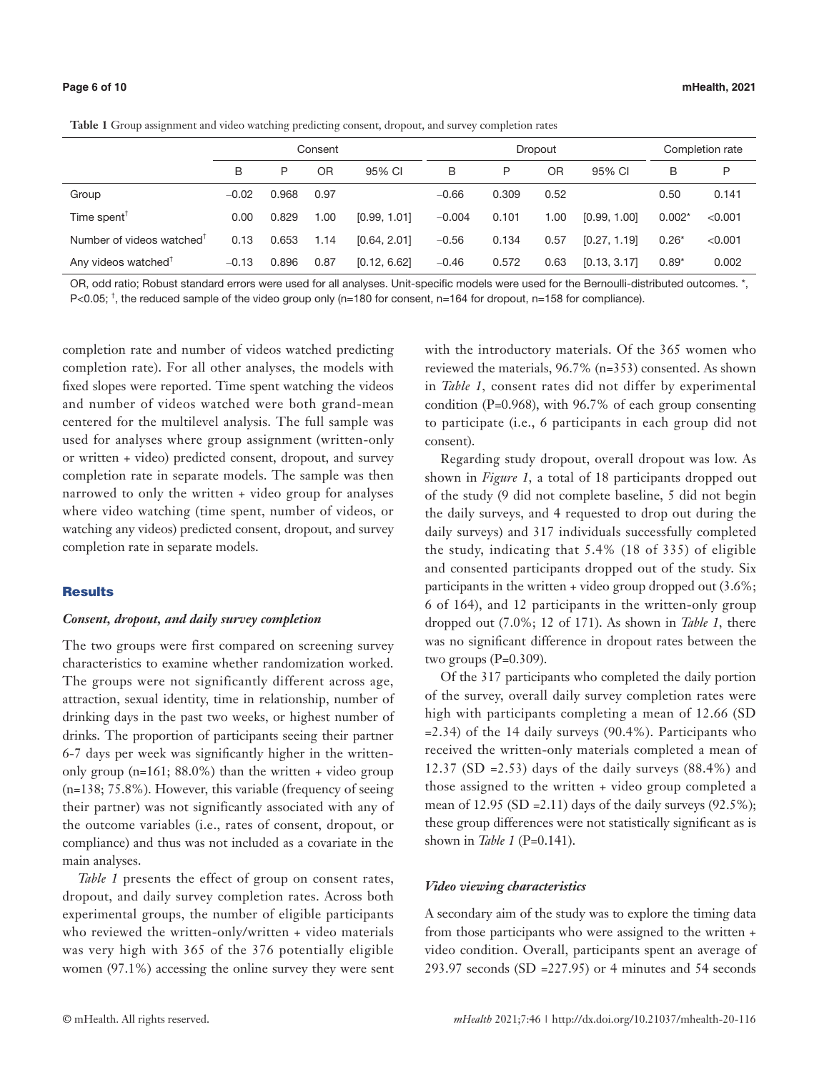**Table 1** Group assignment and video watching predicting consent, dropout, and survey completion rates

| | Consent | | | | Dropout | | | | Completion rate | |
|---|---|---|---|---|---|---|---|---|---|---|
| | B | P | OR | 95% CI | B | P | OR | 95% CI | B | P |
| Group | −0.02 | 0.968 | 0.97 | | −0.66 | 0.309 | 0.52 | | 0.50 | 0.141 |
| Time spent† | 0.00 | 0.829 | 1.00 | [0.99, 1.01] | −0.004 | 0.101 | 1.00 | [0.99, 1.00] | 0.002* | <0.001 |
| Number of videos watched† | 0.13 | 0.653 | 1.14 | [0.64, 2.01] | −0.56 | 0.134 | 0.57 | [0.27, 1.19] | 0.26* | <0.001 |
| Any videos watched† | −0.13 | 0.896 | 0.87 | [0.12, 6.62] | −0.46 | 0.572 | 0.63 | [0.13, 3.17] | 0.89* | 0.002 |

OR, odd ratio; Robust standard errors were used for all analyses. Unit-specific models were used for the Bernoulli-distributed outcomes. *, P<0.05; †, the reduced sample of the video group only (n=180 for consent, n=164 for dropout, n=158 for compliance).

completion rate and number of videos watched predicting completion rate). For all other analyses, the models with fixed slopes were reported. Time spent watching the videos and number of videos watched were both grand-mean centered for the multilevel analysis. The full sample was used for analyses where group assignment (written-only or written + video) predicted consent, dropout, and survey completion rate in separate models. The sample was then narrowed to only the written + video group for analyses where video watching (time spent, number of videos, or watching any videos) predicted consent, dropout, and survey completion rate in separate models.

## Results

### *Consent, dropout, and daily survey completion*

The two groups were first compared on screening survey characteristics to examine whether randomization worked. The groups were not significantly different across age, attraction, sexual identity, time in relationship, number of drinking days in the past two weeks, or highest number of drinks. The proportion of participants seeing their partner 6-7 days per week was significantly higher in the written-only group (n=161; 88.0%) than the written + video group (n=138; 75.8%). However, this variable (frequency of seeing their partner) was not significantly associated with any of the outcome variables (i.e., rates of consent, dropout, or compliance) and thus was not included as a covariate in the main analyses.

*Table 1* presents the effect of group on consent rates, dropout, and daily survey completion rates. Across both experimental groups, the number of eligible participants who reviewed the written-only/written + video materials was very high with 365 of the 376 potentially eligible women (97.1%) accessing the online survey they were sent with the introductory materials. Of the 365 women who reviewed the materials, 96.7% (n=353) consented. As shown in *Table 1*, consent rates did not differ by experimental condition (P=0.968), with 96.7% of each group consenting to participate (i.e., 6 participants in each group did not consent).

Regarding study dropout, overall dropout was low. As shown in *Figure 1*, a total of 18 participants dropped out of the study (9 did not complete baseline, 5 did not begin the daily surveys, and 4 requested to drop out during the daily surveys) and 317 individuals successfully completed the study, indicating that 5.4% (18 of 335) of eligible and consented participants dropped out of the study. Six participants in the written + video group dropped out (3.6%; 6 of 164), and 12 participants in the written-only group dropped out (7.0%; 12 of 171). As shown in *Table 1*, there was no significant difference in dropout rates between the two groups (P=0.309).

Of the 317 participants who completed the daily portion of the survey, overall daily survey completion rates were high with participants completing a mean of 12.66 (SD =2.34) of the 14 daily surveys (90.4%). Participants who received the written-only materials completed a mean of 12.37 (SD =2.53) days of the daily surveys (88.4%) and those assigned to the written + video group completed a mean of 12.95 (SD =2.11) days of the daily surveys (92.5%); these group differences were not statistically significant as is shown in *Table 1* (P=0.141).

### *Video viewing characteristics*

A secondary aim of the study was to explore the timing data from those participants who were assigned to the written + video condition. Overall, participants spent an average of 293.97 seconds (SD =227.95) or 4 minutes and 54 seconds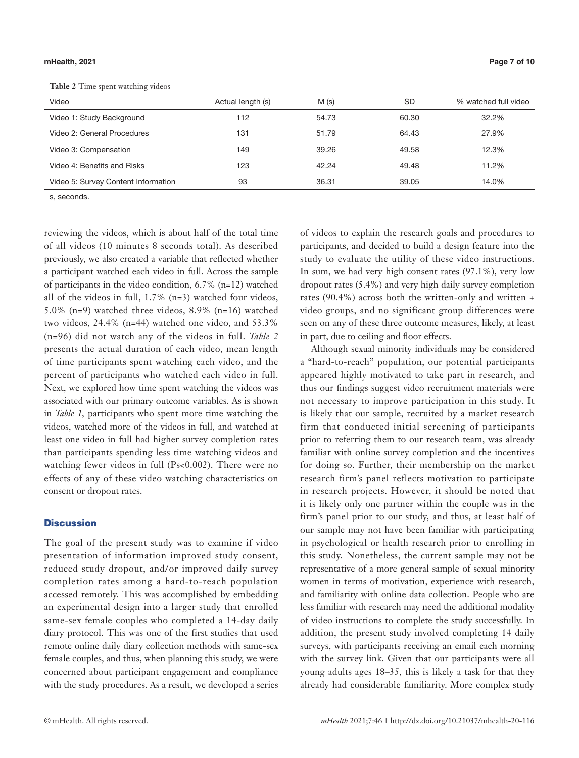**Table 2** Time spent watching videos

| Video | Actual length (s) | M (s) | SD | % watched full video |
|---|---|---|---|---|
| Video 1: Study Background | 112 | 54.73 | 60.30 | 32.2% |
| Video 2: General Procedures | 131 | 51.79 | 64.43 | 27.9% |
| Video 3: Compensation | 149 | 39.26 | 49.58 | 12.3% |
| Video 4: Benefits and Risks | 123 | 42.24 | 49.48 | 11.2% |
| Video 5: Survey Content Information | 93 | 36.31 | 39.05 | 14.0% |

s, seconds.

reviewing the videos, which is about half of the total time of all videos (10 minutes 8 seconds total). As described previously, we also created a variable that reflected whether a participant watched each video in full. Across the sample of participants in the video condition, 6.7% (n=12) watched all of the videos in full, 1.7% (n=3) watched four videos, 5.0% (n=9) watched three videos, 8.9% (n=16) watched two videos, 24.4% (n=44) watched one video, and 53.3% (n=96) did not watch any of the videos in full. *Table 2* presents the actual duration of each video, mean length of time participants spent watching each video, and the percent of participants who watched each video in full. Next, we explored how time spent watching the videos was associated with our primary outcome variables. As is shown in *Table 1*, participants who spent more time watching the videos, watched more of the videos in full, and watched at least one video in full had higher survey completion rates than participants spending less time watching videos and watching fewer videos in full ($Ps<0.002$). There were no effects of any of these video watching characteristics on consent or dropout rates.

## Discussion

The goal of the present study was to examine if video presentation of information improved study consent, reduced study dropout, and/or improved daily survey completion rates among a hard-to-reach population accessed remotely. This was accomplished by embedding an experimental design into a larger study that enrolled same-sex female couples who completed a 14-day daily diary protocol. This was one of the first studies that used remote online daily diary collection methods with same-sex female couples, and thus, when planning this study, we were concerned about participant engagement and compliance with the study procedures. As a result, we developed a series of videos to explain the research goals and procedures to participants, and decided to build a design feature into the study to evaluate the utility of these video instructions. In sum, we had very high consent rates (97.1%), very low dropout rates (5.4%) and very high daily survey completion rates (90.4%) across both the written-only and written + video groups, and no significant group differences were seen on any of these three outcome measures, likely, at least in part, due to ceiling and floor effects.

Although sexual minority individuals may be considered a "hard-to-reach" population, our potential participants appeared highly motivated to take part in research, and thus our findings suggest video recruitment materials were not necessary to improve participation in this study. It is likely that our sample, recruited by a market research firm that conducted initial screening of participants prior to referring them to our research team, was already familiar with online survey completion and the incentives for doing so. Further, their membership on the market research firm's panel reflects motivation to participate in research projects. However, it should be noted that it is likely only one partner within the couple was in the firm's panel prior to our study, and thus, at least half of our sample may not have been familiar with participating in psychological or health research prior to enrolling in this study. Nonetheless, the current sample may not be representative of a more general sample of sexual minority women in terms of motivation, experience with research, and familiarity with online data collection. People who are less familiar with research may need the additional modality of video instructions to complete the study successfully. In addition, the present study involved completing 14 daily surveys, with participants receiving an email each morning with the survey link. Given that our participants were all young adults ages 18–35, this is likely a task for that they already had considerable familiarity. More complex study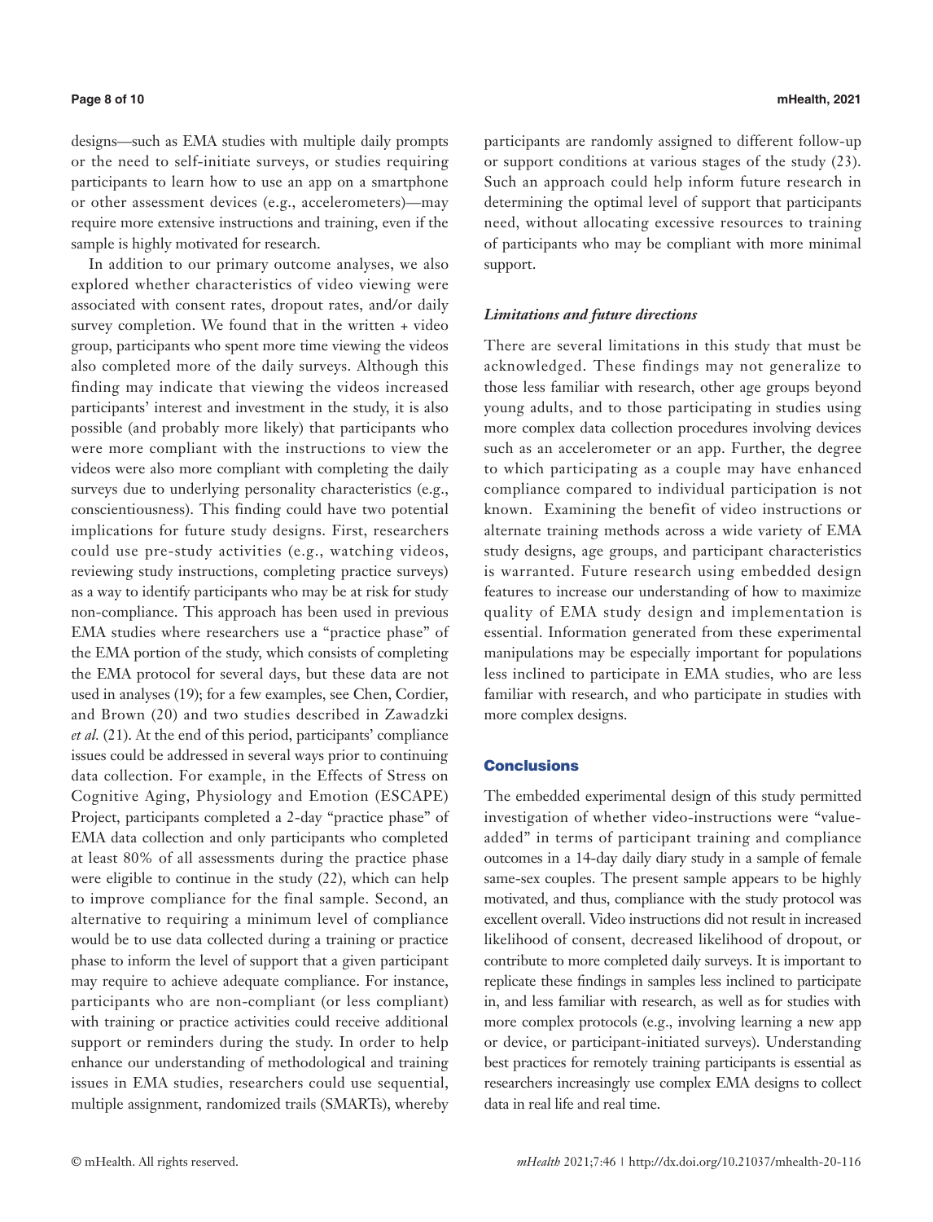designs—such as EMA studies with multiple daily prompts or the need to self-initiate surveys, or studies requiring participants to learn how to use an app on a smartphone or other assessment devices (e.g., accelerometers)—may require more extensive instructions and training, even if the sample is highly motivated for research.

In addition to our primary outcome analyses, we also explored whether characteristics of video viewing were associated with consent rates, dropout rates, and/or daily survey completion. We found that in the written + video group, participants who spent more time viewing the videos also completed more of the daily surveys. Although this finding may indicate that viewing the videos increased participants' interest and investment in the study, it is also possible (and probably more likely) that participants who were more compliant with the instructions to view the videos were also more compliant with completing the daily surveys due to underlying personality characteristics (e.g., conscientiousness). This finding could have two potential implications for future study designs. First, researchers could use pre-study activities (e.g., watching videos, reviewing study instructions, completing practice surveys) as a way to identify participants who may be at risk for study non-compliance. This approach has been used in previous EMA studies where researchers use a "practice phase" of the EMA portion of the study, which consists of completing the EMA protocol for several days, but these data are not used in analyses (19); for a few examples, see Chen, Cordier, and Brown (20) and two studies described in Zawadzki *et al.* (21). At the end of this period, participants' compliance issues could be addressed in several ways prior to continuing data collection. For example, in the Effects of Stress on Cognitive Aging, Physiology and Emotion (ESCAPE) Project, participants completed a 2-day "practice phase" of EMA data collection and only participants who completed at least 80% of all assessments during the practice phase were eligible to continue in the study (22), which can help to improve compliance for the final sample. Second, an alternative to requiring a minimum level of compliance would be to use data collected during a training or practice phase to inform the level of support that a given participant may require to achieve adequate compliance. For instance, participants who are non-compliant (or less compliant) with training or practice activities could receive additional support or reminders during the study. In order to help enhance our understanding of methodological and training issues in EMA studies, researchers could use sequential, multiple assignment, randomized trails (SMARTs), whereby participants are randomly assigned to different follow-up or support conditions at various stages of the study (23). Such an approach could help inform future research in determining the optimal level of support that participants need, without allocating excessive resources to training of participants who may be compliant with more minimal support.

### *Limitations and future directions*

There are several limitations in this study that must be acknowledged. These findings may not generalize to those less familiar with research, other age groups beyond young adults, and to those participating in studies using more complex data collection procedures involving devices such as an accelerometer or an app. Further, the degree to which participating as a couple may have enhanced compliance compared to individual participation is not known. Examining the benefit of video instructions or alternate training methods across a wide variety of EMA study designs, age groups, and participant characteristics is warranted. Future research using embedded design features to increase our understanding of how to maximize quality of EMA study design and implementation is essential. Information generated from these experimental manipulations may be especially important for populations less inclined to participate in EMA studies, who are less familiar with research, and who participate in studies with more complex designs.

## Conclusions

The embedded experimental design of this study permitted investigation of whether video-instructions were "value-added" in terms of participant training and compliance outcomes in a 14-day daily diary study in a sample of female same-sex couples. The present sample appears to be highly motivated, and thus, compliance with the study protocol was excellent overall. Video instructions did not result in increased likelihood of consent, decreased likelihood of dropout, or contribute to more completed daily surveys. It is important to replicate these findings in samples less inclined to participate in, and less familiar with research, as well as for studies with more complex protocols (e.g., involving learning a new app or device, or participant-initiated surveys). Understanding best practices for remotely training participants is essential as researchers increasingly use complex EMA designs to collect data in real life and real time.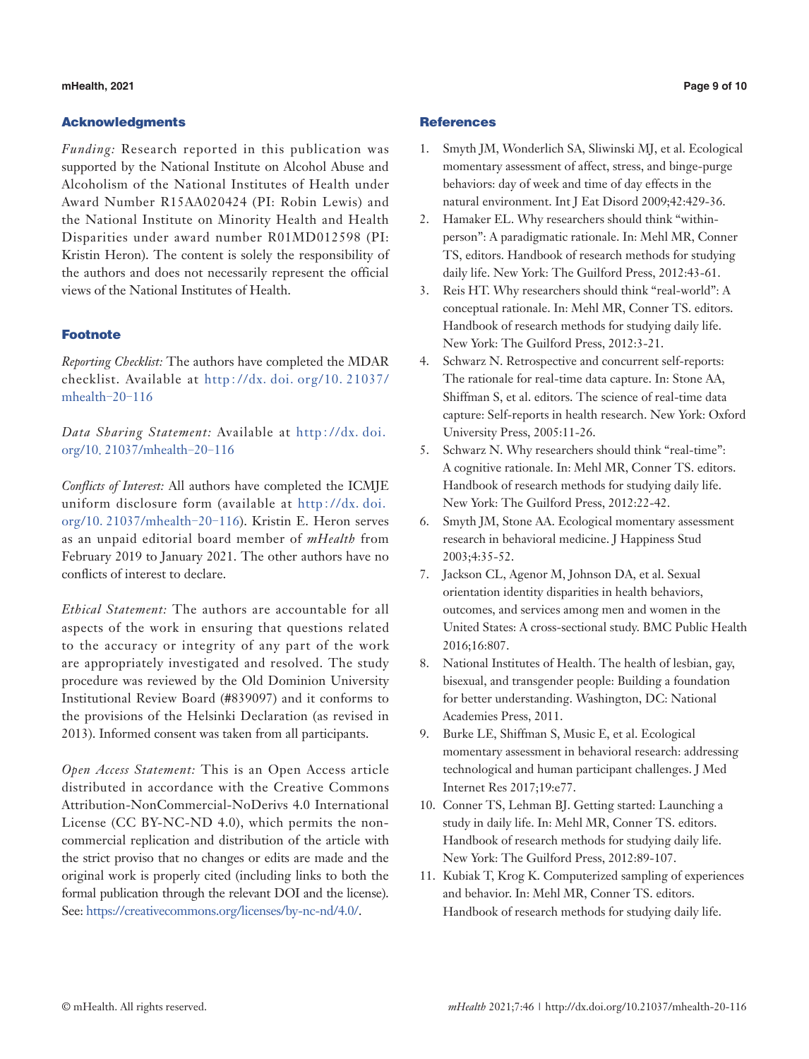## Acknowledgments

*Funding:* Research reported in this publication was supported by the National Institute on Alcohol Abuse and Alcoholism of the National Institutes of Health under Award Number R15AA020424 (PI: Robin Lewis) and the National Institute on Minority Health and Health Disparities under award number R01MD012598 (PI: Kristin Heron). The content is solely the responsibility of the authors and does not necessarily represent the official views of the National Institutes of Health.

## Footnote

*Reporting Checklist:* The authors have completed the MDAR checklist. Available at http://dx.doi.org/10.21037/mhealth-20-116

*Data Sharing Statement:* Available at http://dx.doi.org/10.21037/mhealth-20-116

*Conflicts of Interest:* All authors have completed the ICMJE uniform disclosure form (available at http://dx.doi.org/10.21037/mhealth-20-116). Kristin E. Heron serves as an unpaid editorial board member of *mHealth* from February 2019 to January 2021. The other authors have no conflicts of interest to declare.

*Ethical Statement:* The authors are accountable for all aspects of the work in ensuring that questions related to the accuracy or integrity of any part of the work are appropriately investigated and resolved. The study procedure was reviewed by the Old Dominion University Institutional Review Board (#839097) and it conforms to the provisions of the Helsinki Declaration (as revised in 2013). Informed consent was taken from all participants.

*Open Access Statement:* This is an Open Access article distributed in accordance with the Creative Commons Attribution-NonCommercial-NoDerivs 4.0 International License (CC BY-NC-ND 4.0), which permits the non-commercial replication and distribution of the article with the strict proviso that no changes or edits are made and the original work is properly cited (including links to both the formal publication through the relevant DOI and the license). See: https://creativecommons.org/licenses/by-nc-nd/4.0/.

## References

1. Smyth JM, Wonderlich SA, Sliwinski MJ, et al. Ecological momentary assessment of affect, stress, and binge-purge behaviors: day of week and time of day effects in the natural environment. Int J Eat Disord 2009;42:429-36.
2. Hamaker EL. Why researchers should think "within-person": A paradigmatic rationale. In: Mehl MR, Conner TS, editors. Handbook of research methods for studying daily life. New York: The Guilford Press, 2012:43-61.
3. Reis HT. Why researchers should think "real-world": A conceptual rationale. In: Mehl MR, Conner TS. editors. Handbook of research methods for studying daily life. New York: The Guilford Press, 2012:3-21.
4. Schwarz N. Retrospective and concurrent self-reports: The rationale for real-time data capture. In: Stone AA, Shiffman S, et al. editors. The science of real-time data capture: Self-reports in health research. New York: Oxford University Press, 2005:11-26.
5. Schwarz N. Why researchers should think "real-time": A cognitive rationale. In: Mehl MR, Conner TS. editors. Handbook of research methods for studying daily life. New York: The Guilford Press, 2012:22-42.
6. Smyth JM, Stone AA. Ecological momentary assessment research in behavioral medicine. J Happiness Stud 2003;4:35-52.
7. Jackson CL, Agenor M, Johnson DA, et al. Sexual orientation identity disparities in health behaviors, outcomes, and services among men and women in the United States: A cross-sectional study. BMC Public Health 2016;16:807.
8. National Institutes of Health. The health of lesbian, gay, bisexual, and transgender people: Building a foundation for better understanding. Washington, DC: National Academies Press, 2011.
9. Burke LE, Shiffman S, Music E, et al. Ecological momentary assessment in behavioral research: addressing technological and human participant challenges. J Med Internet Res 2017;19:e77.
10. Conner TS, Lehman BJ. Getting started: Launching a study in daily life. In: Mehl MR, Conner TS. editors. Handbook of research methods for studying daily life. New York: The Guilford Press, 2012:89-107.
11. Kubiak T, Krog K. Computerized sampling of experiences and behavior. In: Mehl MR, Conner TS. editors. Handbook of research methods for studying daily life.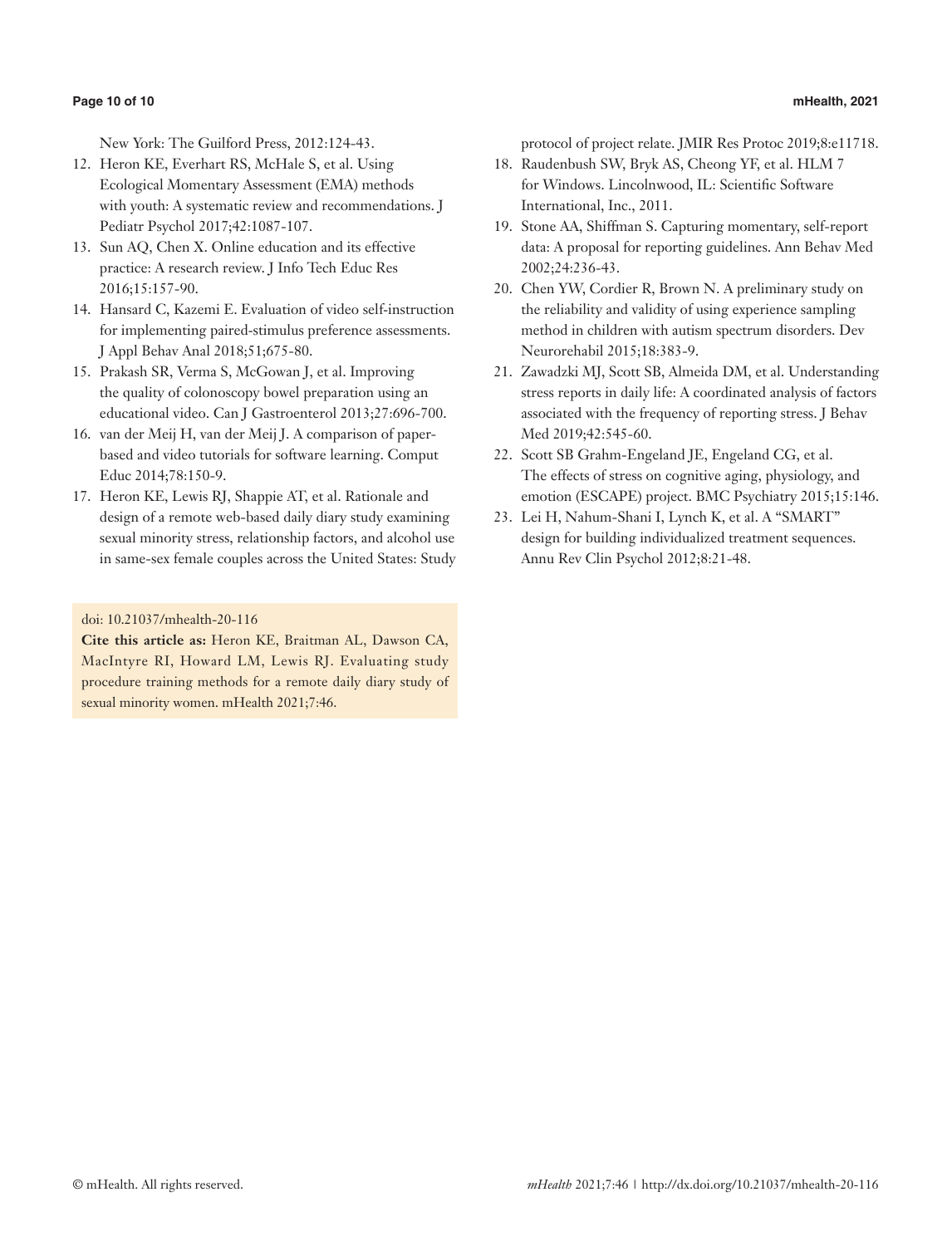New York: The Guilford Press, 2012:124-43.

12. Heron KE, Everhart RS, McHale S, et al. Using Ecological Momentary Assessment (EMA) methods with youth: A systematic review and recommendations. J Pediatr Psychol 2017;42:1087-107.
13. Sun AQ, Chen X. Online education and its effective practice: A research review. J Info Tech Educ Res 2016;15:157-90.
14. Hansard C, Kazemi E. Evaluation of video self-instruction for implementing paired-stimulus preference assessments. J Appl Behav Anal 2018;51;675-80.
15. Prakash SR, Verma S, McGowan J, et al. Improving the quality of colonoscopy bowel preparation using an educational video. Can J Gastroenterol 2013;27:696-700.
16. van der Meij H, van der Meij J. A comparison of paper-based and video tutorials for software learning. Comput Educ 2014;78:150-9.
17. Heron KE, Lewis RJ, Shappie AT, et al. Rationale and design of a remote web-based daily diary study examining sexual minority stress, relationship factors, and alcohol use in same-sex female couples across the United States: Study protocol of project relate. JMIR Res Protoc 2019;8:e11718.
18. Raudenbush SW, Bryk AS, Cheong YF, et al. HLM 7 for Windows. Lincolnwood, IL: Scientific Software International, Inc., 2011.
19. Stone AA, Shiffman S. Capturing momentary, self-report data: A proposal for reporting guidelines. Ann Behav Med 2002;24:236-43.
20. Chen YW, Cordier R, Brown N. A preliminary study on the reliability and validity of using experience sampling method in children with autism spectrum disorders. Dev Neurorehabil 2015;18:383-9.
21. Zawadzki MJ, Scott SB, Almeida DM, et al. Understanding stress reports in daily life: A coordinated analysis of factors associated with the frequency of reporting stress. J Behav Med 2019;42:545-60.
22. Scott SB Grahm-Engeland JE, Engeland CG, et al. The effects of stress on cognitive aging, physiology, and emotion (ESCAPE) project. BMC Psychiatry 2015;15:146.
23. Lei H, Nahum-Shani I, Lynch K, et al. A "SMART" design for building individualized treatment sequences. Annu Rev Clin Psychol 2012;8:21-48.

doi: 10.21037/mhealth-20-116

**Cite this article as:** Heron KE, Braitman AL, Dawson CA, MacIntyre RI, Howard LM, Lewis RJ. Evaluating study procedure training methods for a remote daily diary study of sexual minority women. mHealth 2021;7:46.